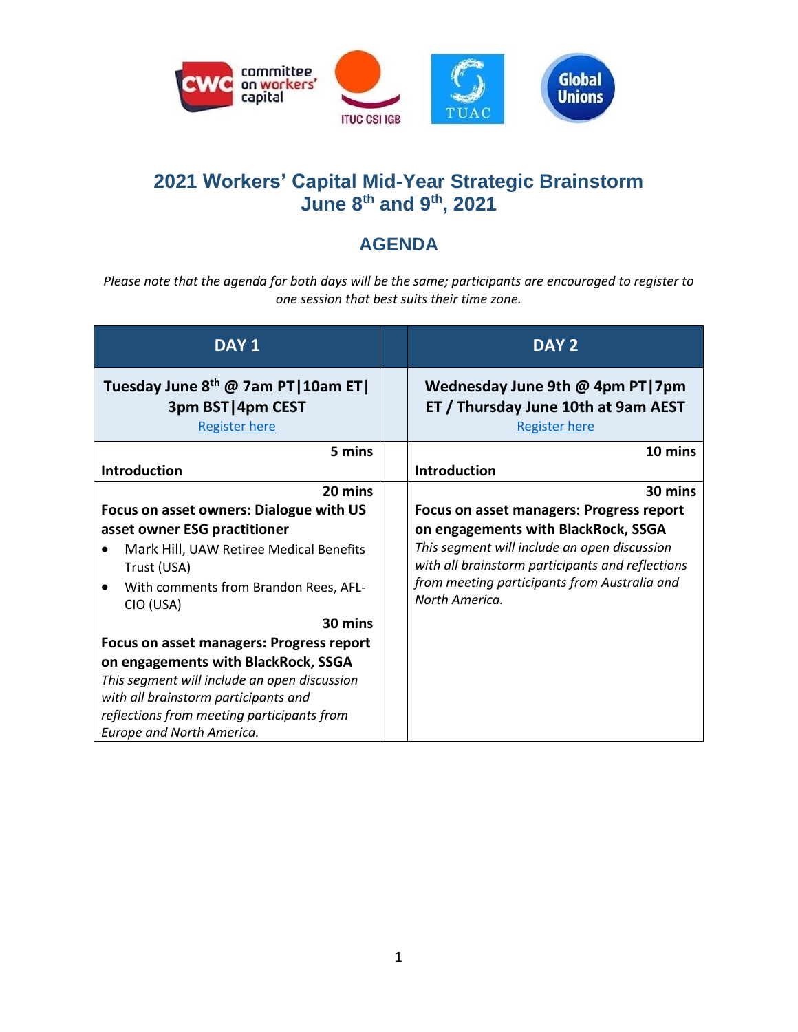# 2021 Workers' Capital Mid-Year Strategic Brainstorm
## June 8th and 9th, 2021

## AGENDA

*Please note that the agenda for both days will be the same; participants are encouraged to register to one session that best suits their time zone.*

| DAY 1 | | DAY 2 |
|---|---|---|
| **Tuesday June 8th @ 7am PT\|10am ET\| 3pm BST\|4pm CEST** Register here | | **Wednesday June 9th @ 4pm PT\|7pm ET / Thursday June 10th at 9am AEST** Register here |
| **5 mins** **Introduction** | | **10 mins** **Introduction** |
| **20 mins** **Focus on asset owners: Dialogue with US asset owner ESG practitioner** • Mark Hill, UAW Retiree Medical Benefits Trust (USA) • With comments from Brandon Rees, AFL-CIO (USA) **30 mins** **Focus on asset managers: Progress report on engagements with BlackRock, SSGA** *This segment will include an open discussion with all brainstorm participants and reflections from meeting participants from Europe and North America.* | | **30 mins** **Focus on asset managers: Progress report on engagements with BlackRock, SSGA** *This segment will include an open discussion with all brainstorm participants and reflections from meeting participants from Australia and North America.* |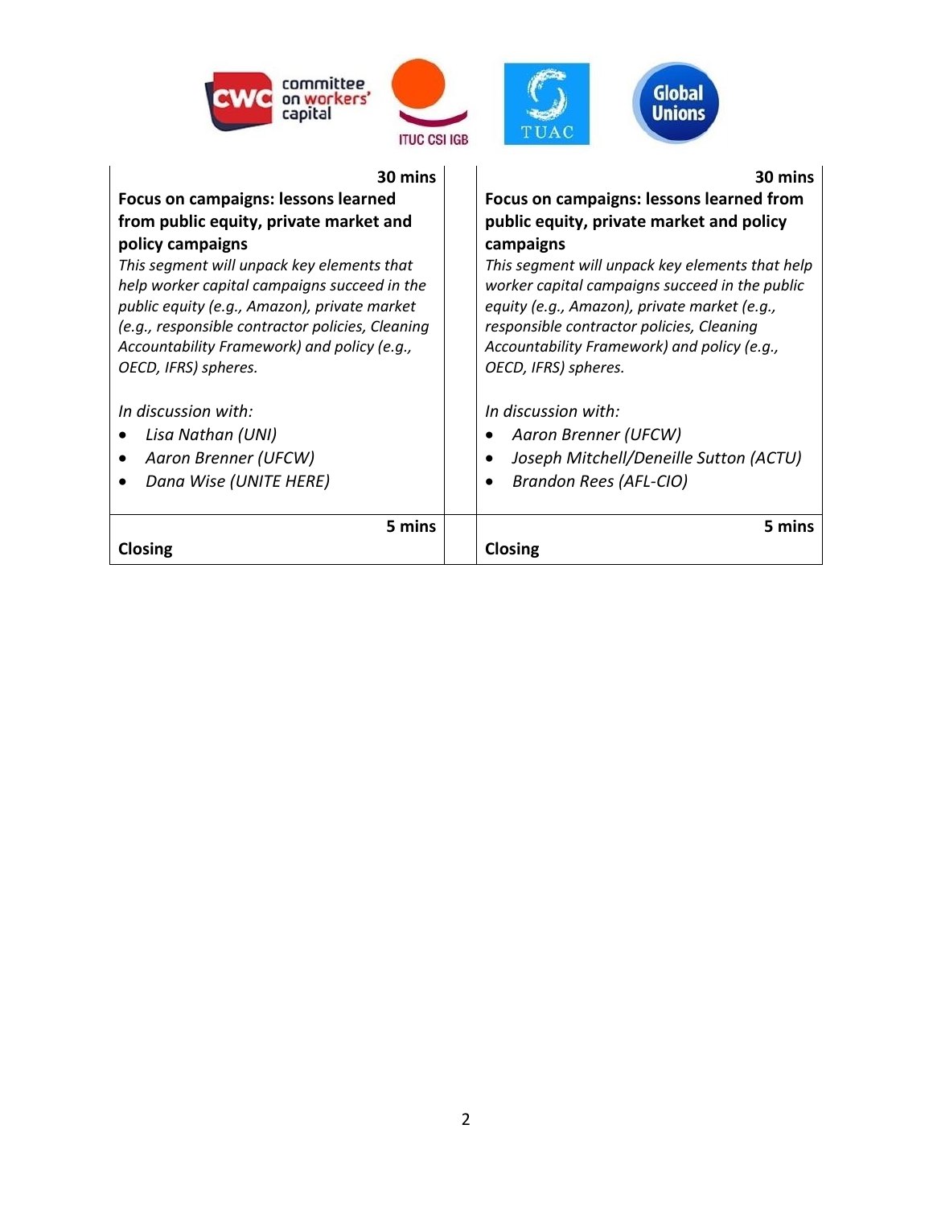| | | |
|---|---|---|
| **30 mins**<br>**Focus on campaigns: lessons learned from public equity, private market and policy campaigns**<br>*This segment will unpack key elements that help worker capital campaigns succeed in the public equity (e.g., Amazon), private market (e.g., responsible contractor policies, Cleaning Accountability Framework) and policy (e.g., OECD, IFRS) spheres.*<br><br>*In discussion with:*<br>• *Lisa Nathan (UNI)*<br>• *Aaron Brenner (UFCW)*<br>• *Dana Wise (UNITE HERE)* | | **30 mins**<br>**Focus on campaigns: lessons learned from public equity, private market and policy campaigns**<br>*This segment will unpack key elements that help worker capital campaigns succeed in the public equity (e.g., Amazon), private market (e.g., responsible contractor policies, Cleaning Accountability Framework) and policy (e.g., OECD, IFRS) spheres.*<br><br>*In discussion with:*<br>• *Aaron Brenner (UFCW)*<br>• *Joseph Mitchell/Deneille Sutton (ACTU)*<br>• *Brandon Rees (AFL-CIO)* |
| **5 mins**<br>**Closing** | | **5 mins**<br>**Closing** |